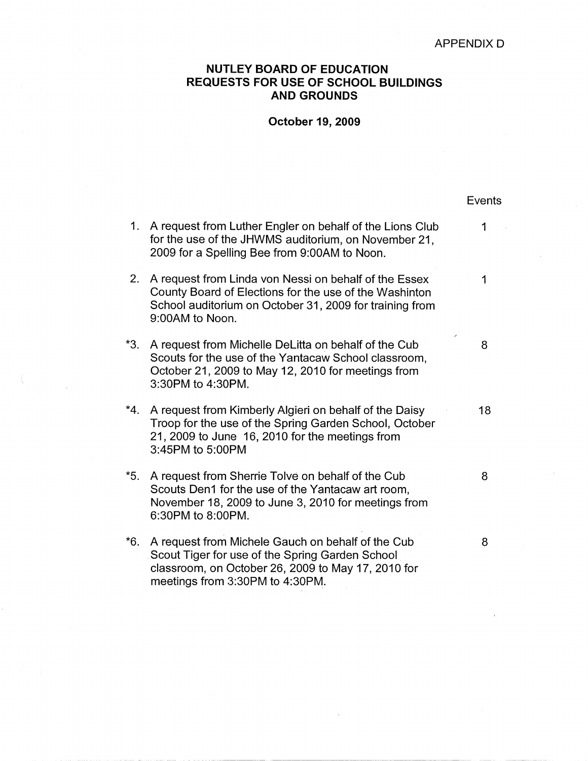APPENDIX D

# NUTLEY BOARD OF EDUCATION
# REQUESTS FOR USE OF SCHOOL BUILDINGS AND GROUNDS

**October 19, 2009**

| | | Events |
|---|---|---|
| 1. | A request from Luther Engler on behalf of the Lions Club for the use of the JHWMS auditorium, on November 21, 2009 for a Spelling Bee from 9:00AM to Noon. | 1 |
| 2. | A request from Linda von Nessi on behalf of the Essex County Board of Elections for the use of the Washinton School auditorium on October 31, 2009 for training from 9:00AM to Noon. | 1 |
| *3. | A request from Michelle DeLitta on behalf of the Cub Scouts for the use of the Yantacaw School classroom, October 21, 2009 to May 12, 2010 for meetings from 3:30PM to 4:30PM. | 8 |
| *4. | A request from Kimberly Algieri on behalf of the Daisy Troop for the use of the Spring Garden School, October 21, 2009 to June 16, 2010 for the meetings from 3:45PM to 5:00PM | 18 |
| *5. | A request from Sherrie Tolve on behalf of the Cub Scouts Den1 for the use of the Yantacaw art room, November 18, 2009 to June 3, 2010 for meetings from 6:30PM to 8:00PM. | 8 |
| *6. | A request from Michele Gauch on behalf of the Cub Scout Tiger for use of the Spring Garden School classroom, on October 26, 2009 to May 17, 2010 for meetings from 3:30PM to 4:30PM. | 8 |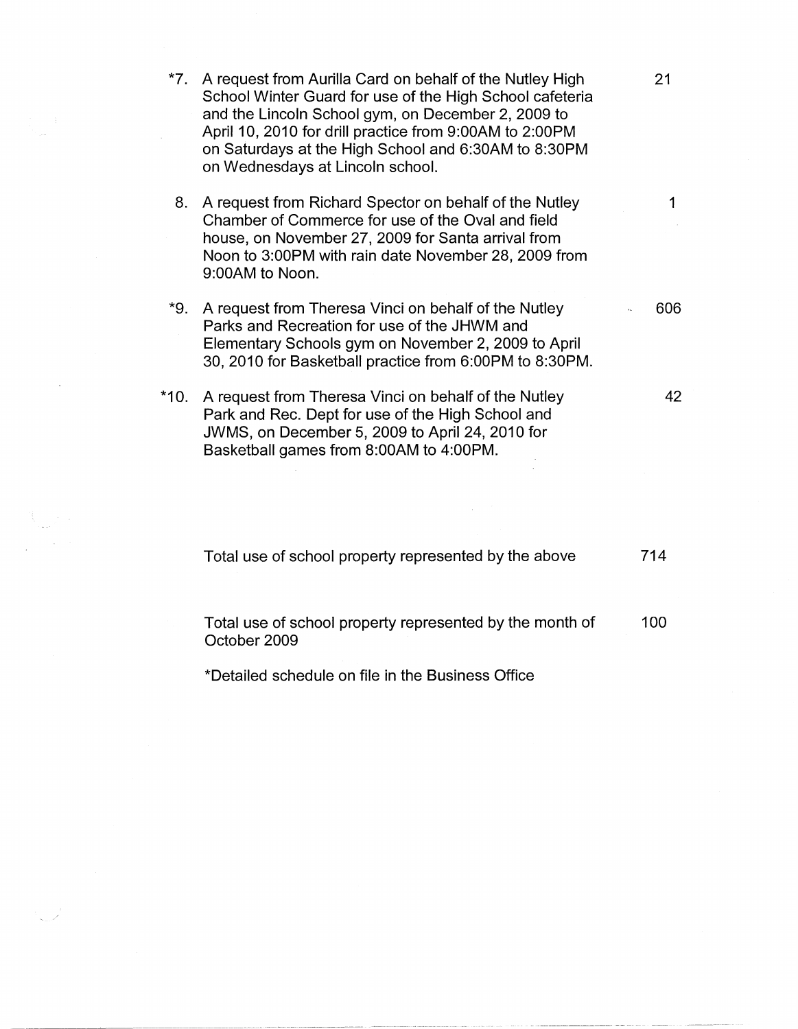| | | |
|---|---|---|
| *7. | A request from Aurilla Card on behalf of the Nutley High School Winter Guard for use of the High School cafeteria and the Lincoln School gym, on December 2, 2009 to April 10, 2010 for drill practice from 9:00AM to 2:00PM on Saturdays at the High School and 6:30AM to 8:30PM on Wednesdays at Lincoln school. | 21 |
| 8. | A request from Richard Spector on behalf of the Nutley Chamber of Commerce for use of the Oval and field house, on November 27, 2009 for Santa arrival from Noon to 3:00PM with rain date November 28, 2009 from 9:00AM to Noon. | 1 |
| *9. | A request from Theresa Vinci on behalf of the Nutley Parks and Recreation for use of the JHWM and Elementary Schools gym on November 2, 2009 to April 30, 2010 for Basketball practice from 6:00PM to 8:30PM. | 606 |
| *10. | A request from Theresa Vinci on behalf of the Nutley Park and Rec. Dept for use of the High School and JWMS, on December 5, 2009 to April 24, 2010 for Basketball games from 8:00AM to 4:00PM. | 42 |
| | Total use of school property represented by the above | 714 |
| | Total use of school property represented by the month of October 2009 | 100 |

*Detailed schedule on file in the Business Office